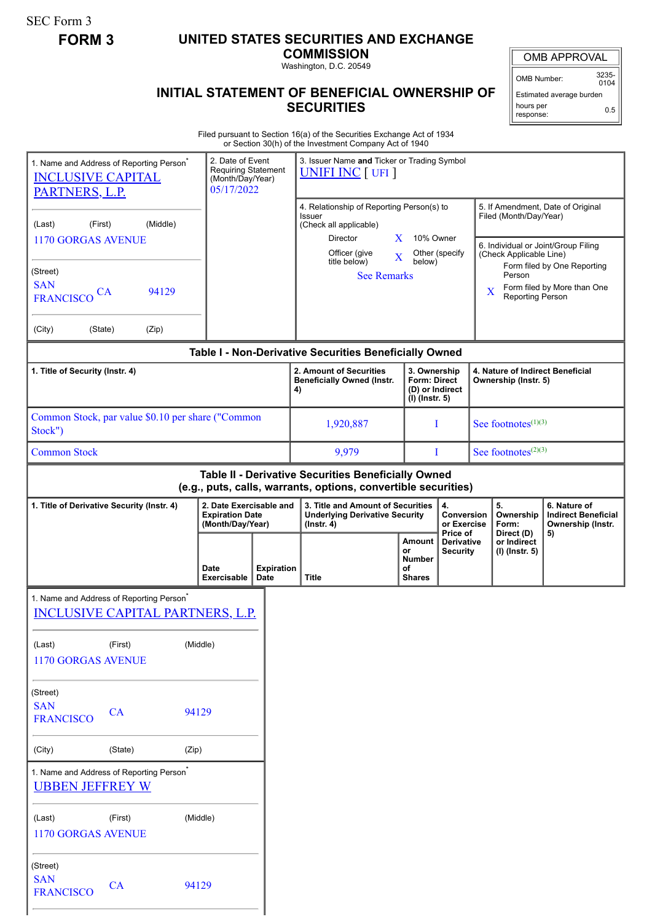SEC Form 3

**FORM 3**

# UNITED STATES SECURITIES AND EXCHANGE COMMISSION

Washington, D.C. 20549

## INITIAL STATEMENT OF BENEFICIAL OWNERSHIP OF SECURITIES

| OMB APPROVAL | |
|---|---|
| OMB Number: | 3235-0104 |
| Estimated average burden hours per response: | 0.5 |

Filed pursuant to Section 16(a) of the Securities Exchange Act of 1934 or Section 30(h) of the Investment Company Act of 1940

| 1. Name and Address of Reporting Person* | 2. Date of Event Requiring Statement (Month/Day/Year) | 3. Issuer Name **and** Ticker or Trading Symbol |
|---|---|---|
| INCLUSIVE CAPITAL PARTNERS, L.P. | 05/17/2022 | UNIFI INC [ UFI ] |
| (Last) (First) (Middle) 1170 GORGAS AVENUE | | 4. Relationship of Reporting Person(s) to Issuer (Check all applicable): Director; X 10% Owner; Officer (give title below); X Other (specify below) — See Remarks |
| (Street) SAN FRANCISCO CA 94129 | | 5. If Amendment, Date of Original Filed (Month/Day/Year) |
| (City) (State) (Zip) | | 6. Individual or Joint/Group Filing (Check Applicable Line): Form filed by One Reporting Person; X Form filed by More than One Reporting Person |

**Table I - Non-Derivative Securities Beneficially Owned**

| 1. Title of Security (Instr. 4) | 2. Amount of Securities Beneficially Owned (Instr. 4) | 3. Ownership Form: Direct (D) or Indirect (I) (Instr. 5) | 4. Nature of Indirect Beneficial Ownership (Instr. 5) |
|---|---|---|---|
| Common Stock, par value $0.10 per share ("Common Stock") | 1,920,887 | I | See footnotes[(1)(3)] |
| Common Stock | 9,979 | I | See footnotes[(2)(3)] |

**Table II - Derivative Securities Beneficially Owned (e.g., puts, calls, warrants, options, convertible securities)**

| 1. Title of Derivative Security (Instr. 4) | 2. Date Exercisable and Expiration Date (Month/Day/Year) | | 3. Title and Amount of Securities Underlying Derivative Security (Instr. 4) | | 4. Conversion or Exercise Price of Derivative Security | 5. Ownership Form: Direct (D) or Indirect (I) (Instr. 5) | 6. Nature of Indirect Beneficial Ownership (Instr. 5) |
|---|---|---|---|---|---|---|---|
| | Date Exercisable | Expiration Date | Title | Amount or Number of Shares | | | |

| 1. Name and Address of Reporting Person* |
|---|
| INCLUSIVE CAPITAL PARTNERS, L.P. |
| (Last) (First) (Middle) |
| 1170 GORGAS AVENUE |
| (Street) |
| SAN FRANCISCO CA 94129 |
| (City) (State) (Zip) |

| 1. Name and Address of Reporting Person* |
|---|
| UBBEN JEFFREY W |
| (Last) (First) (Middle) |
| 1170 GORGAS AVENUE |
| (Street) |
| SAN FRANCISCO CA 94129 |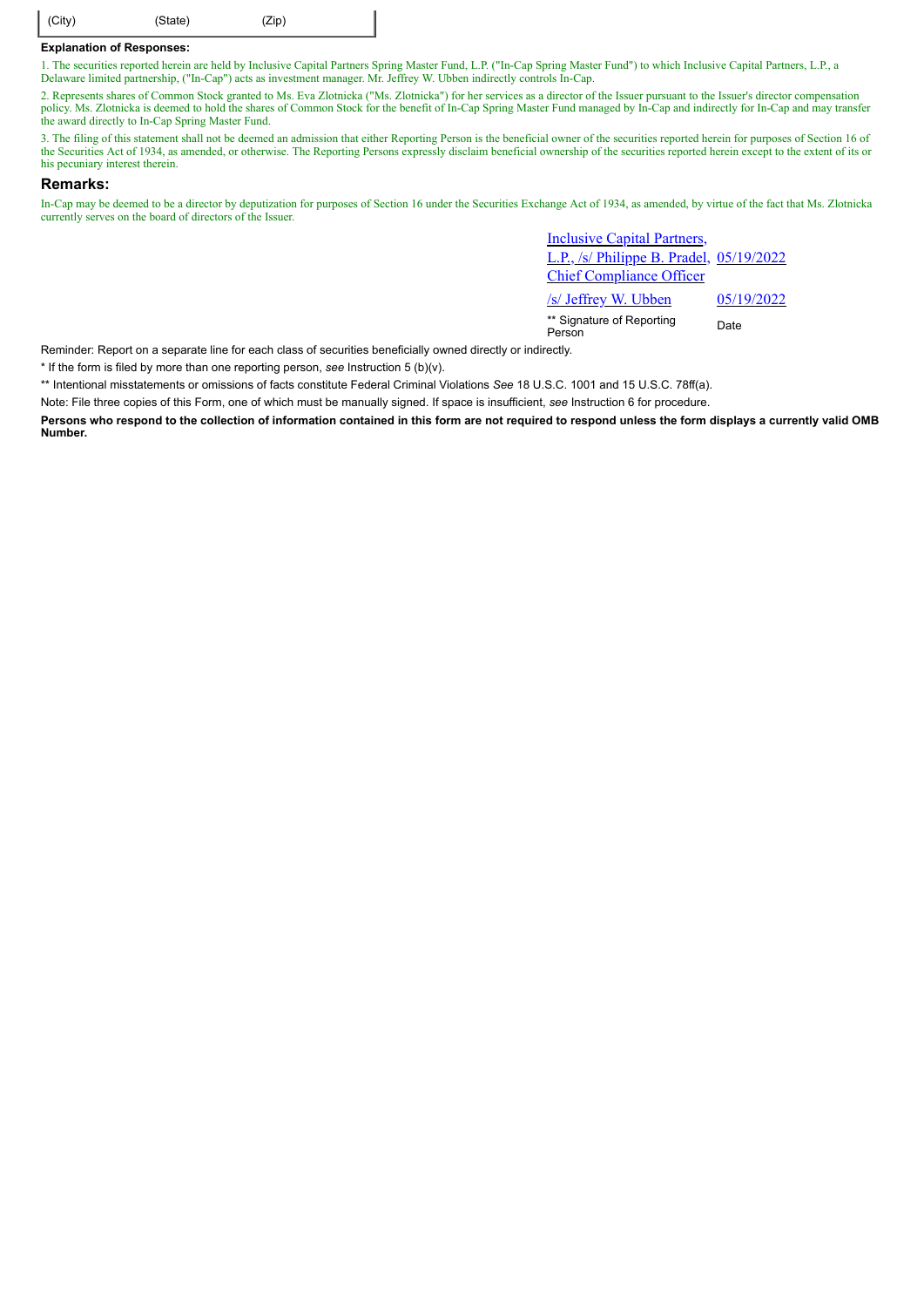| (City) | (State) | (Zip) |
| --- | --- | --- |

**Explanation of Responses:**

1. The securities reported herein are held by Inclusive Capital Partners Spring Master Fund, L.P. ("In-Cap Spring Master Fund") to which Inclusive Capital Partners, L.P., a Delaware limited partnership, ("In-Cap") acts as investment manager. Mr. Jeffrey W. Ubben indirectly controls In-Cap.

2. Represents shares of Common Stock granted to Ms. Eva Zlotnicka ("Ms. Zlotnicka") for her services as a director of the Issuer pursuant to the Issuer's director compensation policy. Ms. Zlotnicka is deemed to hold the shares of Common Stock for the benefit of In-Cap Spring Master Fund managed by In-Cap and indirectly for In-Cap and may transfer the award directly to In-Cap Spring Master Fund.

3. The filing of this statement shall not be deemed an admission that either Reporting Person is the beneficial owner of the securities reported herein for purposes of Section 16 of the Securities Act of 1934, as amended, or otherwise. The Reporting Persons expressly disclaim beneficial ownership of the securities reported herein except to the extent of its or his pecuniary interest therein.

## Remarks:

In-Cap may be deemed to be a director by deputization for purposes of Section 16 under the Securities Exchange Act of 1934, as amended, by virtue of the fact that Ms. Zlotnicka currently serves on the board of directors of the Issuer.

| | |
| --- | --- |
| Inclusive Capital Partners, L.P., /s/ Philippe B. Pradel, Chief Compliance Officer | 05/19/2022 |
| /s/ Jeffrey W. Ubben | 05/19/2022 |
| ** Signature of Reporting Person | Date |

Reminder: Report on a separate line for each class of securities beneficially owned directly or indirectly.

* If the form is filed by more than one reporting person, *see* Instruction 5 (b)(v).

** Intentional misstatements or omissions of facts constitute Federal Criminal Violations *See* 18 U.S.C. 1001 and 15 U.S.C. 78ff(a).

Note: File three copies of this Form, one of which must be manually signed. If space is insufficient, *see* Instruction 6 for procedure.

**Persons who respond to the collection of information contained in this form are not required to respond unless the form displays a currently valid OMB Number.**